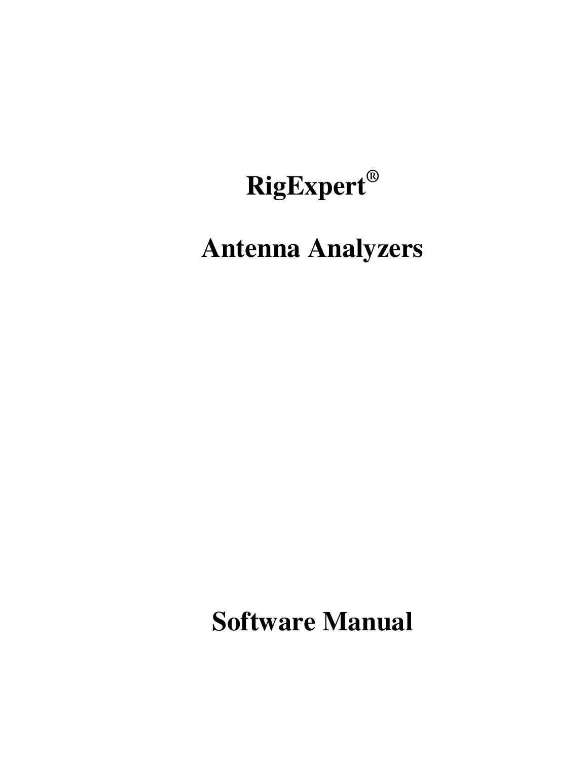# RigExpert®

# Antenna Analyzers

# Software Manual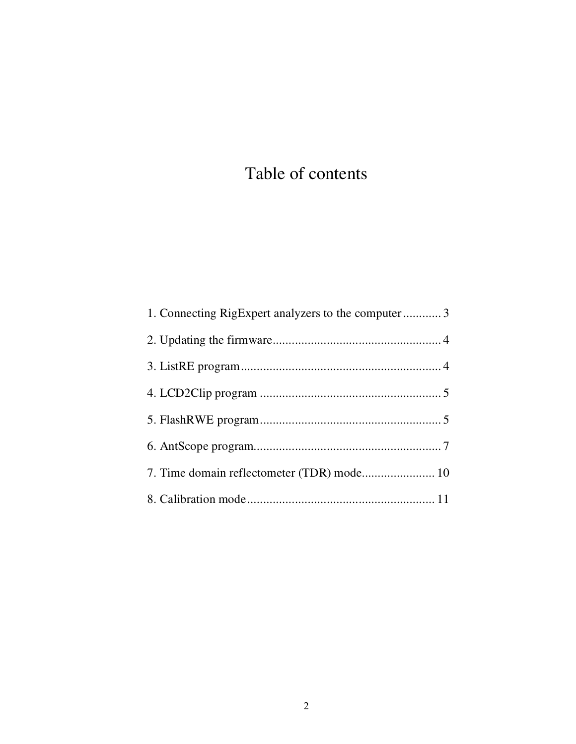# Table of contents

1. Connecting RigExpert analyzers to the computer ............ 3

2. Updating the firmware..................................................... 4

3. ListRE program............................................................... 4

4. LCD2Clip program ......................................................... 5

5. FlashRWE program......................................................... 5

6. AntScope program........................................................... 7

7. Time domain reflectometer (TDR) mode....................... 10

8. Calibration mode........................................................... 11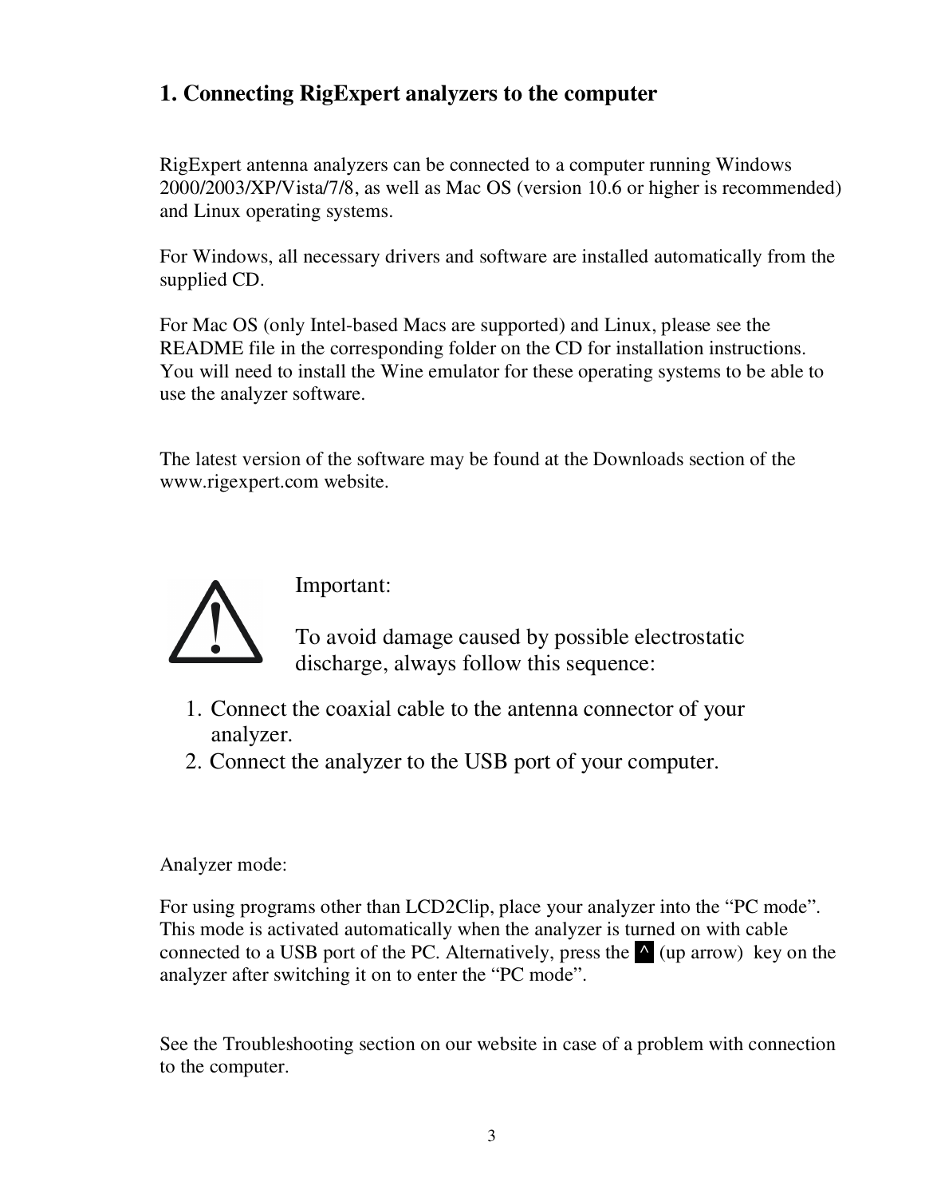# 1. Connecting RigExpert analyzers to the computer

RigExpert antenna analyzers can be connected to a computer running Windows 2000/2003/XP/Vista/7/8, as well as Mac OS (version 10.6 or higher is recommended) and Linux operating systems.

For Windows, all necessary drivers and software are installed automatically from the supplied CD.

For Mac OS (only Intel-based Macs are supported) and Linux, please see the README file in the corresponding folder on the CD for installation instructions. You will need to install the Wine emulator for these operating systems to be able to use the analyzer software.

The latest version of the software may be found at the Downloads section of the www.rigexpert.com website.

Important:

To avoid damage caused by possible electrostatic discharge, always follow this sequence:

1. Connect the coaxial cable to the antenna connector of your analyzer.
2. Connect the analyzer to the USB port of your computer.

Analyzer mode:

For using programs other than LCD2Clip, place your analyzer into the "PC mode". This mode is activated automatically when the analyzer is turned on with cable connected to a USB port of the PC. Alternatively, press the ^ (up arrow) key on the analyzer after switching it on to enter the "PC mode".

See the Troubleshooting section on our website in case of a problem with connection to the computer.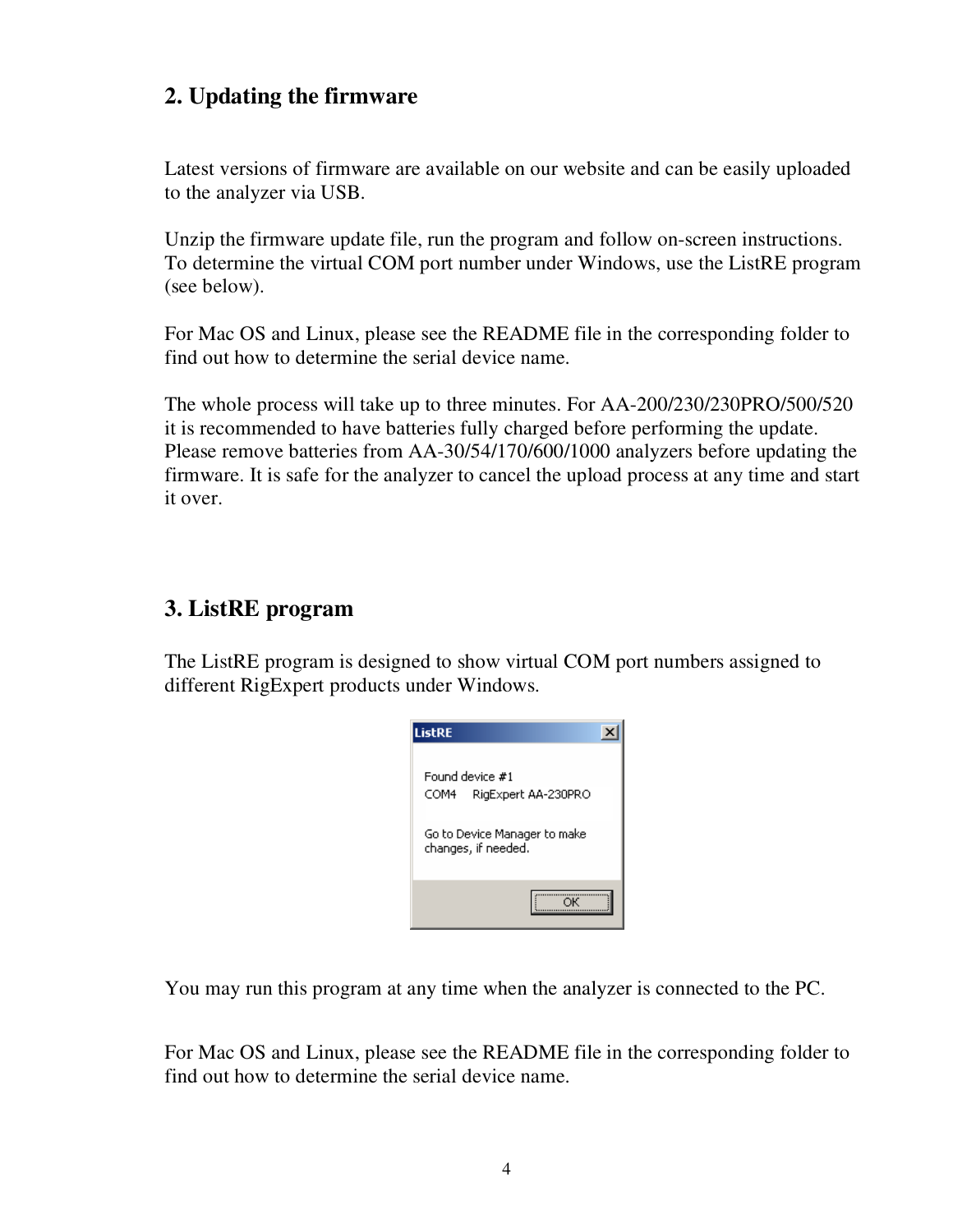## 2. Updating the firmware

Latest versions of firmware are available on our website and can be easily uploaded to the analyzer via USB.

Unzip the firmware update file, run the program and follow on-screen instructions. To determine the virtual COM port number under Windows, use the ListRE program (see below).

For Mac OS and Linux, please see the README file in the corresponding folder to find out how to determine the serial device name.

The whole process will take up to three minutes. For AA-200/230/230PRO/500/520 it is recommended to have batteries fully charged before performing the update. Please remove batteries from AA-30/54/170/600/1000 analyzers before updating the firmware. It is safe for the analyzer to cancel the upload process at any time and start it over.

## 3. ListRE program

The ListRE program is designed to show virtual COM port numbers assigned to different RigExpert products under Windows.

You may run this program at any time when the analyzer is connected to the PC.

For Mac OS and Linux, please see the README file in the corresponding folder to find out how to determine the serial device name.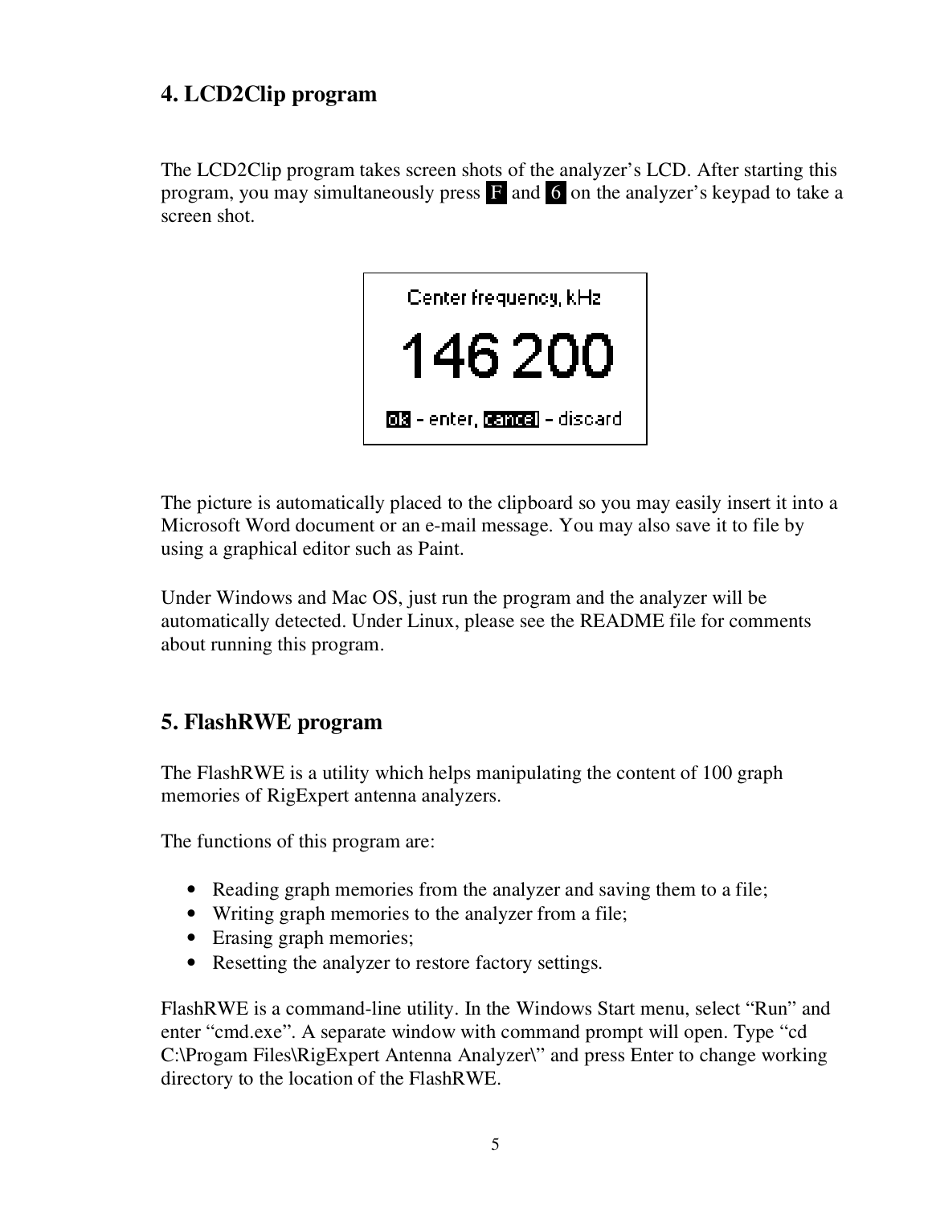## 4. LCD2Clip program

The LCD2Clip program takes screen shots of the analyzer's LCD. After starting this program, you may simultaneously press F and 6 on the analyzer's keypad to take a screen shot.

The picture is automatically placed to the clipboard so you may easily insert it into a Microsoft Word document or an e-mail message. You may also save it to file by using a graphical editor such as Paint.

Under Windows and Mac OS, just run the program and the analyzer will be automatically detected. Under Linux, please see the README file for comments about running this program.

## 5. FlashRWE program

The FlashRWE is a utility which helps manipulating the content of 100 graph memories of RigExpert antenna analyzers.

The functions of this program are:

- Reading graph memories from the analyzer and saving them to a file;
- Writing graph memories to the analyzer from a file;
- Erasing graph memories;
- Resetting the analyzer to restore factory settings.

FlashRWE is a command-line utility. In the Windows Start menu, select "Run" and enter "cmd.exe". A separate window with command prompt will open. Type "cd C:\Progam Files\RigExpert Antenna Analyzer\" and press Enter to change working directory to the location of the FlashRWE.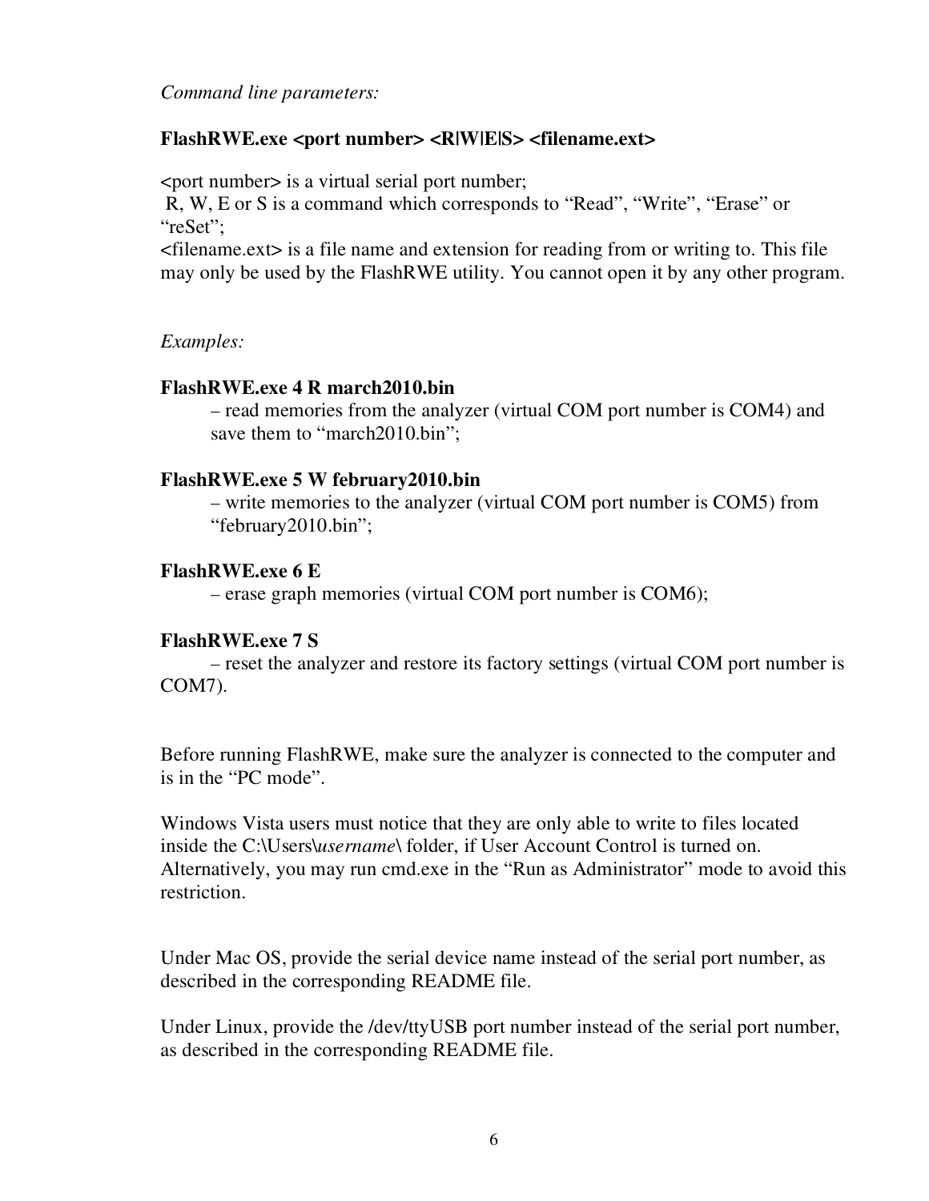*Command line parameters:*

**FlashRWE.exe <port number> <R|W|E|S> <filename.ext>**

<port number> is a virtual serial port number;
R, W, E or S is a command which corresponds to "Read", "Write", "Erase" or "reSet";
<filename.ext> is a file name and extension for reading from or writing to. This file may only be used by the FlashRWE utility. You cannot open it by any other program.

*Examples:*

**FlashRWE.exe 4 R march2010.bin**
– read memories from the analyzer (virtual COM port number is COM4) and save them to "march2010.bin";

**FlashRWE.exe 5 W february2010.bin**
– write memories to the analyzer (virtual COM port number is COM5) from "february2010.bin";

**FlashRWE.exe 6 E**
– erase graph memories (virtual COM port number is COM6);

**FlashRWE.exe 7 S**
– reset the analyzer and restore its factory settings (virtual COM port number is COM7).

Before running FlashRWE, make sure the analyzer is connected to the computer and is in the "PC mode".

Windows Vista users must notice that they are only able to write to files located inside the C:\Users\\*username*\ folder, if User Account Control is turned on. Alternatively, you may run cmd.exe in the "Run as Administrator" mode to avoid this restriction.

Under Mac OS, provide the serial device name instead of the serial port number, as described in the corresponding README file.

Under Linux, provide the /dev/ttyUSB port number instead of the serial port number, as described in the corresponding README file.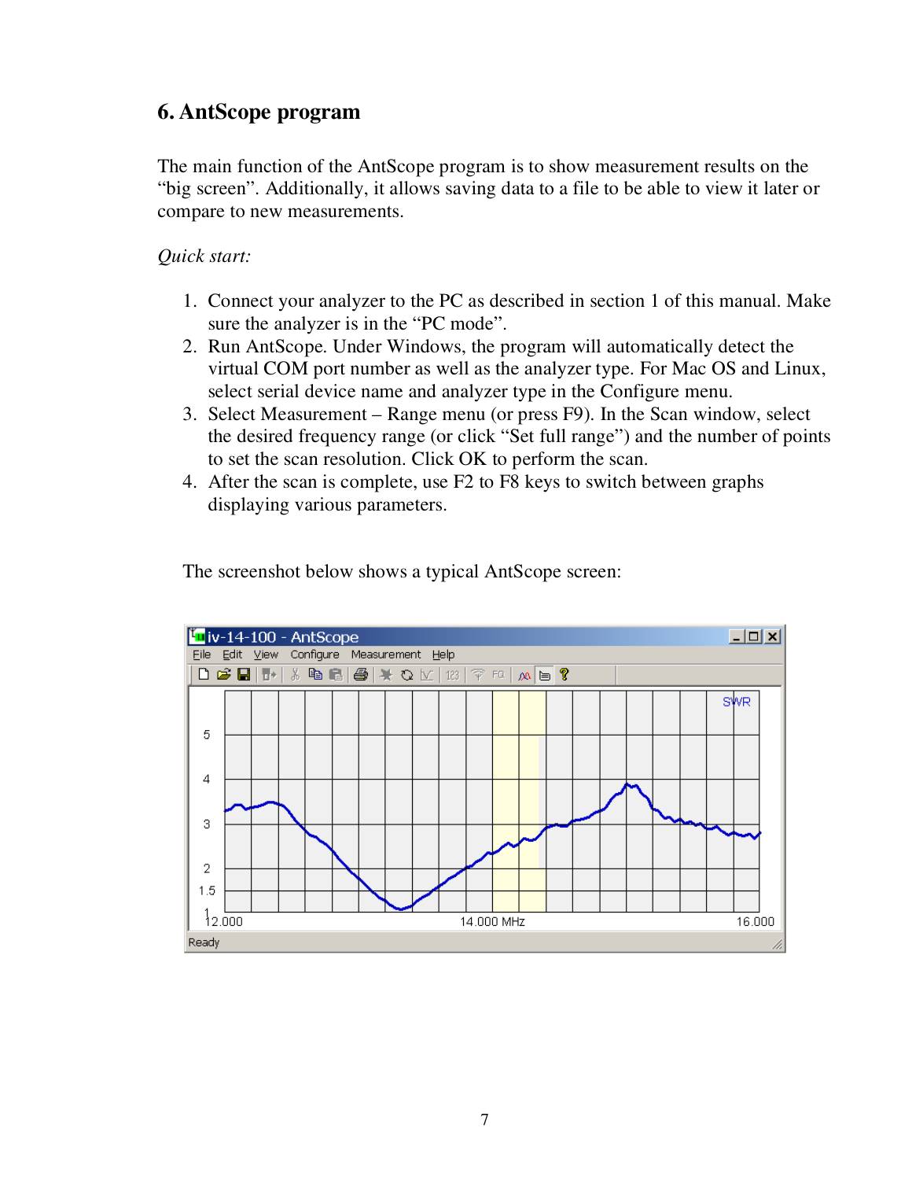## 6. AntScope program

The main function of the AntScope program is to show measurement results on the “big screen”. Additionally, it allows saving data to a file to be able to view it later or compare to new measurements.

*Quick start:*

1. Connect your analyzer to the PC as described in section 1 of this manual. Make sure the analyzer is in the “PC mode”.
2. Run AntScope. Under Windows, the program will automatically detect the virtual COM port number as well as the analyzer type. For Mac OS and Linux, select serial device name and analyzer type in the Configure menu.
3. Select Measurement – Range menu (or press F9). In the Scan window, select the desired frequency range (or click “Set full range”) and the number of points to set the scan resolution. Click OK to perform the scan.
4. After the scan is complete, use F2 to F8 keys to switch between graphs displaying various parameters.

The screenshot below shows a typical AntScope screen: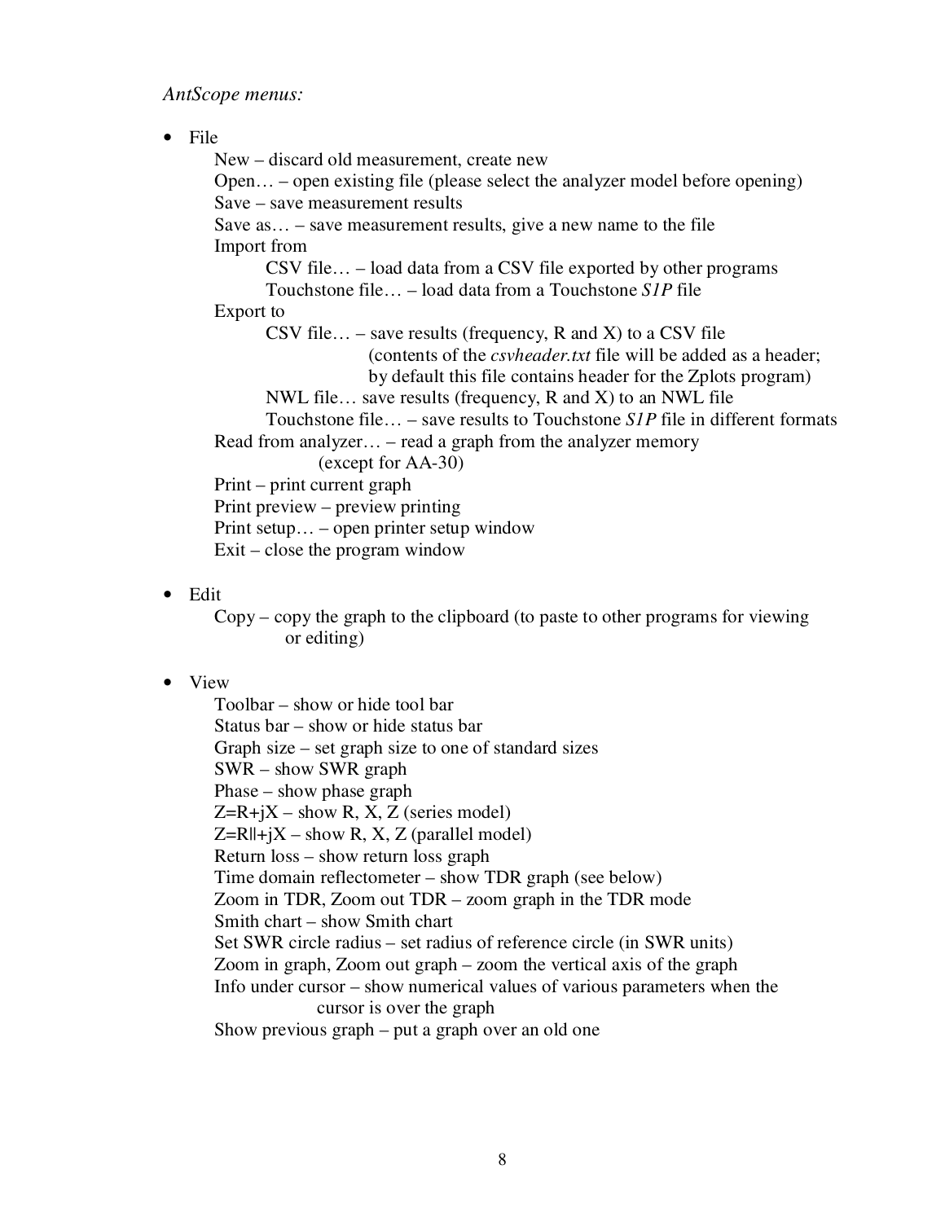*AntScope menus:*

- File
  - New – discard old measurement, create new
  - Open… – open existing file (please select the analyzer model before opening)
  - Save – save measurement results
  - Save as… – save measurement results, give a new name to the file
  - Import from
    - CSV file… – load data from a CSV file exported by other programs
    - Touchstone file… – load data from a Touchstone *S1P* file
  - Export to
    - CSV file… – save results (frequency, R and X) to a CSV file (contents of the *csvheader.txt* file will be added as a header; by default this file contains header for the Zplots program)
    - NWL file… save results (frequency, R and X) to an NWL file
    - Touchstone file… – save results to Touchstone *S1P* file in different formats
  - Read from analyzer… – read a graph from the analyzer memory (except for AA-30)
  - Print – print current graph
  - Print preview – preview printing
  - Print setup… – open printer setup window
  - Exit – close the program window

- Edit
  - Copy – copy the graph to the clipboard (to paste to other programs for viewing or editing)

- View
  - Toolbar – show or hide tool bar
  - Status bar – show or hide status bar
  - Graph size – set graph size to one of standard sizes
  - SWR – show SWR graph
  - Phase – show phase graph
  - Z=R+jX – show R, X, Z (series model)
  - Z=R||+jX – show R, X, Z (parallel model)
  - Return loss – show return loss graph
  - Time domain reflectometer – show TDR graph (see below)
  - Zoom in TDR, Zoom out TDR – zoom graph in the TDR mode
  - Smith chart – show Smith chart
  - Set SWR circle radius – set radius of reference circle (in SWR units)
  - Zoom in graph, Zoom out graph – zoom the vertical axis of the graph
  - Info under cursor – show numerical values of various parameters when the cursor is over the graph
  - Show previous graph – put a graph over an old one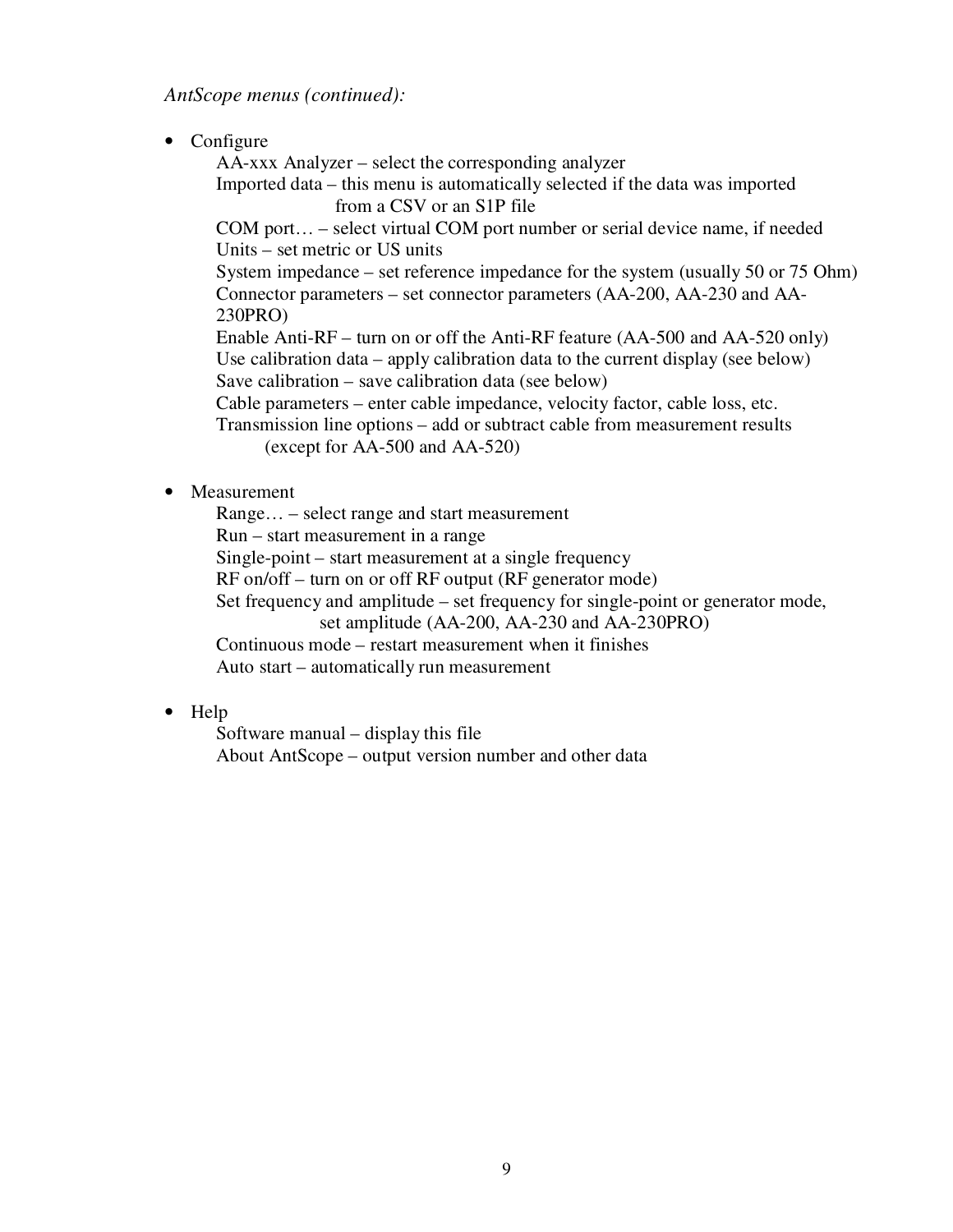*AntScope menus (continued):*

- Configure
  - AA-xxx Analyzer – select the corresponding analyzer
  - Imported data – this menu is automatically selected if the data was imported from a CSV or an S1P file
  - COM port… – select virtual COM port number or serial device name, if needed
  - Units – set metric or US units
  - System impedance – set reference impedance for the system (usually 50 or 75 Ohm)
  - Connector parameters – set connector parameters (AA-200, AA-230 and AA-230PRO)
  - Enable Anti-RF – turn on or off the Anti-RF feature (AA-500 and AA-520 only)
  - Use calibration data – apply calibration data to the current display (see below)
  - Save calibration – save calibration data (see below)
  - Cable parameters – enter cable impedance, velocity factor, cable loss, etc.
  - Transmission line options – add or subtract cable from measurement results (except for AA-500 and AA-520)

- Measurement
  - Range… – select range and start measurement
  - Run – start measurement in a range
  - Single-point – start measurement at a single frequency
  - RF on/off – turn on or off RF output (RF generator mode)
  - Set frequency and amplitude – set frequency for single-point or generator mode, set amplitude (AA-200, AA-230 and AA-230PRO)
  - Continuous mode – restart measurement when it finishes
  - Auto start – automatically run measurement

- Help
  - Software manual – display this file
  - About AntScope – output version number and other data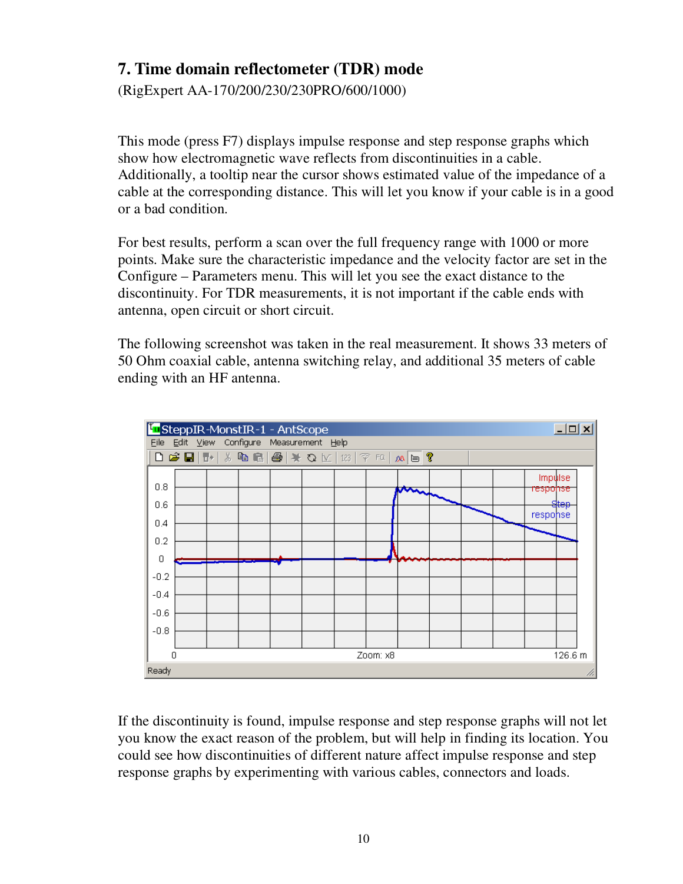## 7. Time domain reflectometer (TDR) mode

(RigExpert AA-170/200/230/230PRO/600/1000)

This mode (press F7) displays impulse response and step response graphs which show how electromagnetic wave reflects from discontinuities in a cable. Additionally, a tooltip near the cursor shows estimated value of the impedance of a cable at the corresponding distance. This will let you know if your cable is in a good or a bad condition.

For best results, perform a scan over the full frequency range with 1000 or more points. Make sure the characteristic impedance and the velocity factor are set in the Configure – Parameters menu. This will let you see the exact distance to the discontinuity. For TDR measurements, it is not important if the cable ends with antenna, open circuit or short circuit.

The following screenshot was taken in the real measurement. It shows 33 meters of 50 Ohm coaxial cable, antenna switching relay, and additional 35 meters of cable ending with an HF antenna.

If the discontinuity is found, impulse response and step response graphs will not let you know the exact reason of the problem, but will help in finding its location. You could see how discontinuities of different nature affect impulse response and step response graphs by experimenting with various cables, connectors and loads.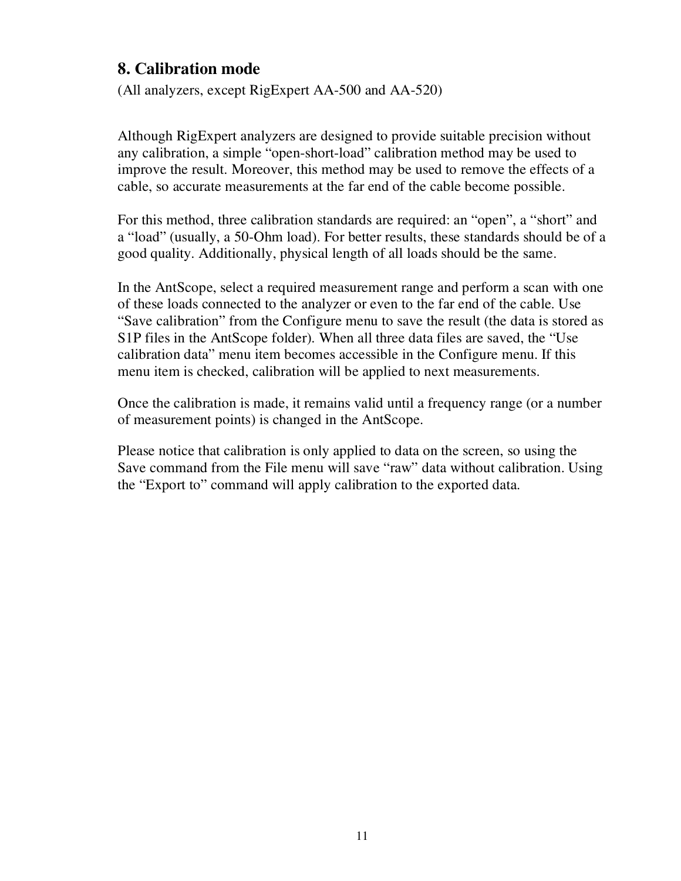## 8. Calibration mode

(All analyzers, except RigExpert AA-500 and AA-520)

Although RigExpert analyzers are designed to provide suitable precision without any calibration, a simple “open-short-load” calibration method may be used to improve the result. Moreover, this method may be used to remove the effects of a cable, so accurate measurements at the far end of the cable become possible.

For this method, three calibration standards are required: an “open”, a “short” and a “load” (usually, a 50-Ohm load). For better results, these standards should be of a good quality. Additionally, physical length of all loads should be the same.

In the AntScope, select a required measurement range and perform a scan with one of these loads connected to the analyzer or even to the far end of the cable. Use “Save calibration” from the Configure menu to save the result (the data is stored as S1P files in the AntScope folder). When all three data files are saved, the “Use calibration data” menu item becomes accessible in the Configure menu. If this menu item is checked, calibration will be applied to next measurements.

Once the calibration is made, it remains valid until a frequency range (or a number of measurement points) is changed in the AntScope.

Please notice that calibration is only applied to data on the screen, so using the Save command from the File menu will save “raw” data without calibration. Using the “Export to” command will apply calibration to the exported data.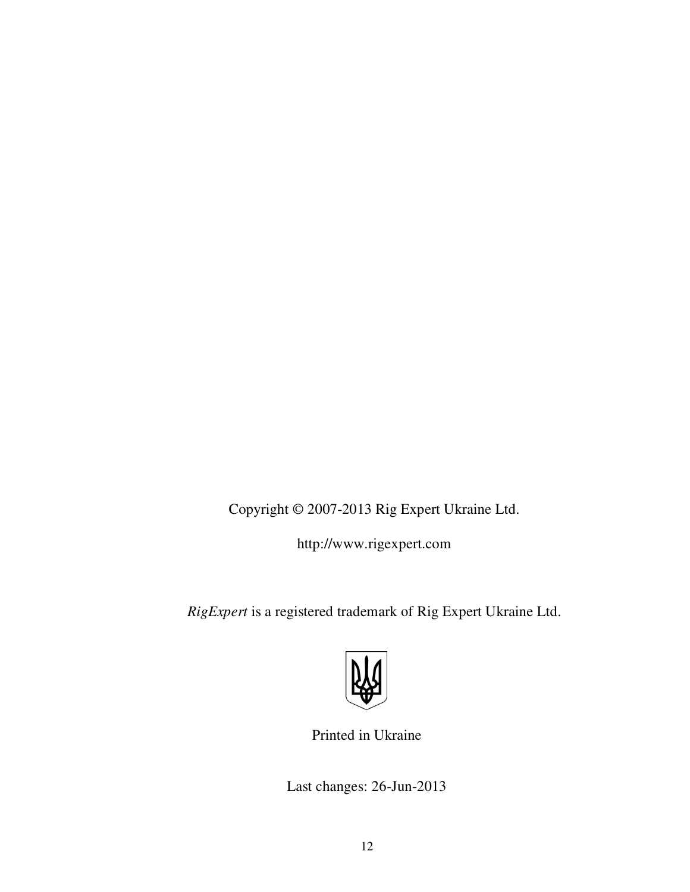Copyright © 2007-2013 Rig Expert Ukraine Ltd.

http://www.rigexpert.com

*RigExpert* is a registered trademark of Rig Expert Ukraine Ltd.

Printed in Ukraine

Last changes: 26-Jun-2013